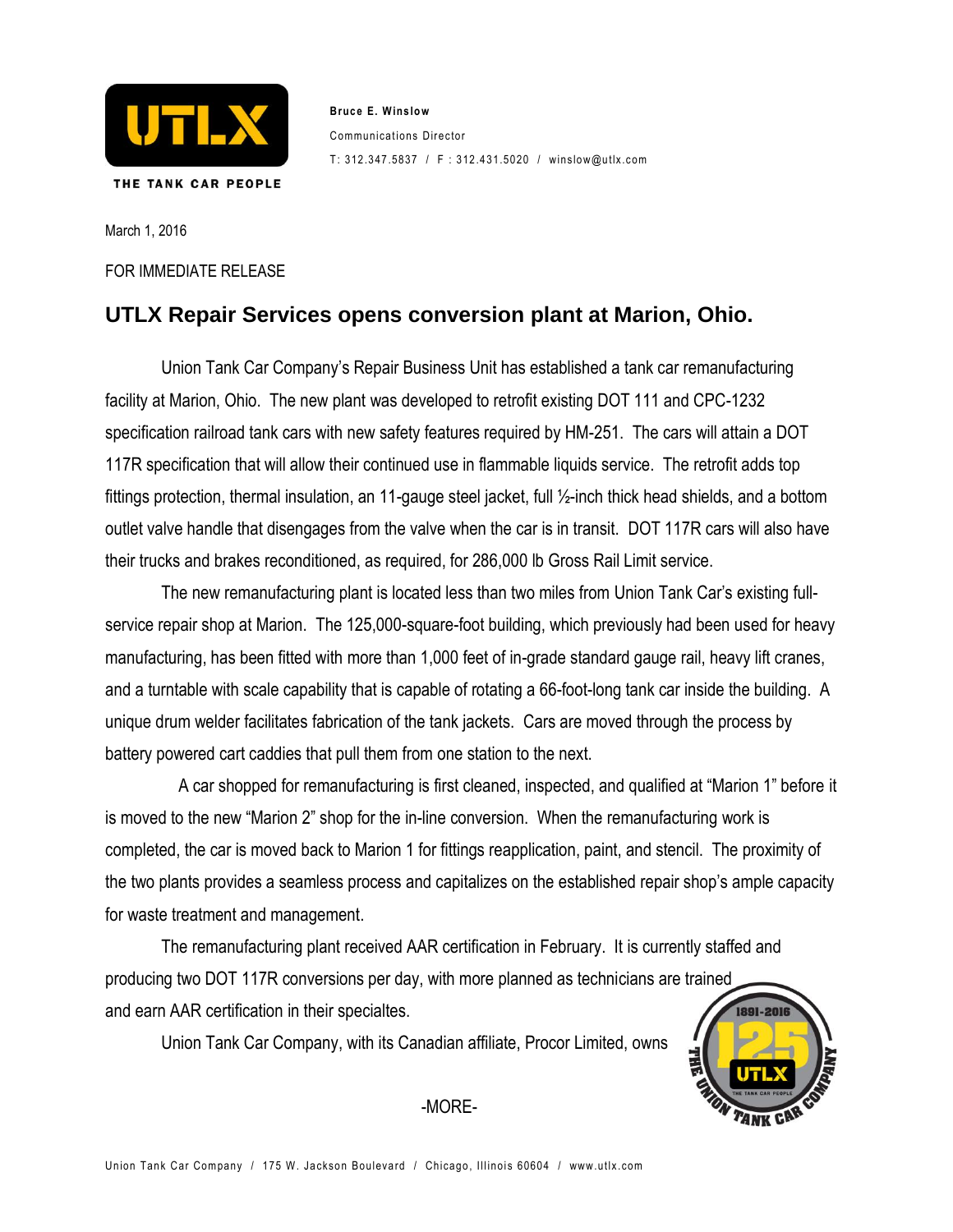UTLX

THE TANK CAR PEOPLE

**Bruce E. Winslow**
Communications Director
T: 312.347.5837 / F: 312.431.5020 / winslow@utlx.com

March 1, 2016

FOR IMMEDIATE RELEASE

## UTLX Repair Services opens conversion plant at Marion, Ohio.

Union Tank Car Company's Repair Business Unit has established a tank car remanufacturing facility at Marion, Ohio. The new plant was developed to retrofit existing DOT 111 and CPC-1232 specification railroad tank cars with new safety features required by HM-251. The cars will attain a DOT 117R specification that will allow their continued use in flammable liquids service. The retrofit adds top fittings protection, thermal insulation, an 11-gauge steel jacket, full ½-inch thick head shields, and a bottom outlet valve handle that disengages from the valve when the car is in transit. DOT 117R cars will also have their trucks and brakes reconditioned, as required, for 286,000 lb Gross Rail Limit service.

The new remanufacturing plant is located less than two miles from Union Tank Car's existing full-service repair shop at Marion. The 125,000-square-foot building, which previously had been used for heavy manufacturing, has been fitted with more than 1,000 feet of in-grade standard gauge rail, heavy lift cranes, and a turntable with scale capability that is capable of rotating a 66-foot-long tank car inside the building. A unique drum welder facilitates fabrication of the tank jackets. Cars are moved through the process by battery powered cart caddies that pull them from one station to the next.

A car shopped for remanufacturing is first cleaned, inspected, and qualified at "Marion 1" before it is moved to the new "Marion 2" shop for the in-line conversion. When the remanufacturing work is completed, the car is moved back to Marion 1 for fittings reapplication, paint, and stencil. The proximity of the two plants provides a seamless process and capitalizes on the established repair shop's ample capacity for waste treatment and management.

The remanufacturing plant received AAR certification in February. It is currently staffed and producing two DOT 117R conversions per day, with more planned as technicians are trained and earn AAR certification in their specialtes.

Union Tank Car Company, with its Canadian affiliate, Procor Limited, owns

-MORE-

1891-2016 125 UTLX THE TANK CAR PEOPLE THE UNION TANK CAR COMPANY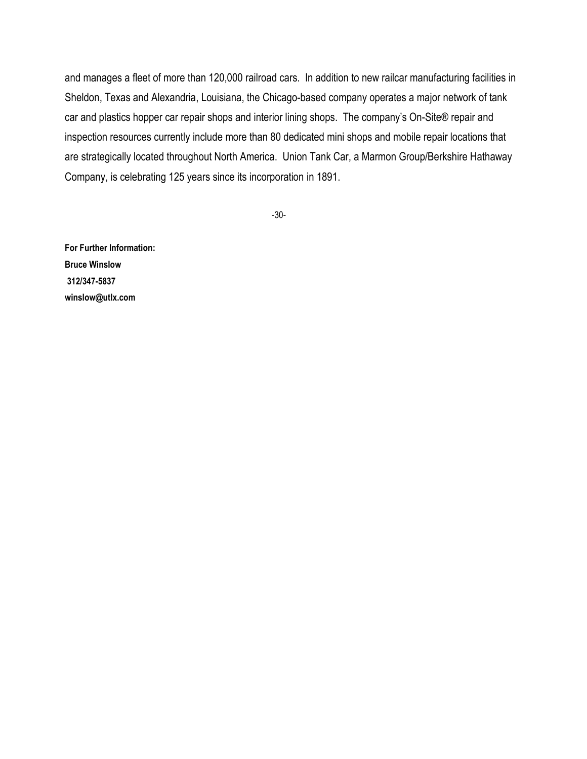and manages a fleet of more than 120,000 railroad cars. In addition to new railcar manufacturing facilities in Sheldon, Texas and Alexandria, Louisiana, the Chicago-based company operates a major network of tank car and plastics hopper car repair shops and interior lining shops. The company's On-Site® repair and inspection resources currently include more than 80 dedicated mini shops and mobile repair locations that are strategically located throughout North America. Union Tank Car, a Marmon Group/Berkshire Hathaway Company, is celebrating 125 years since its incorporation in 1891.

-30-

**For Further Information:**
**Bruce Winslow**
**312/347-5837**
**winslow@utlx.com**